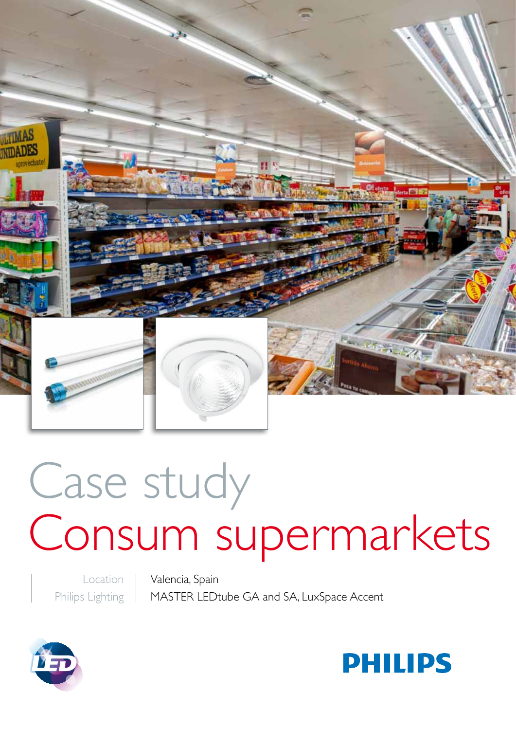# Case study
# Consum supermarkets

| Location | Valencia, Spain |
| --- | --- |
| Philips Lighting | MASTER LEDtube GA and SA, LuxSpace Accent |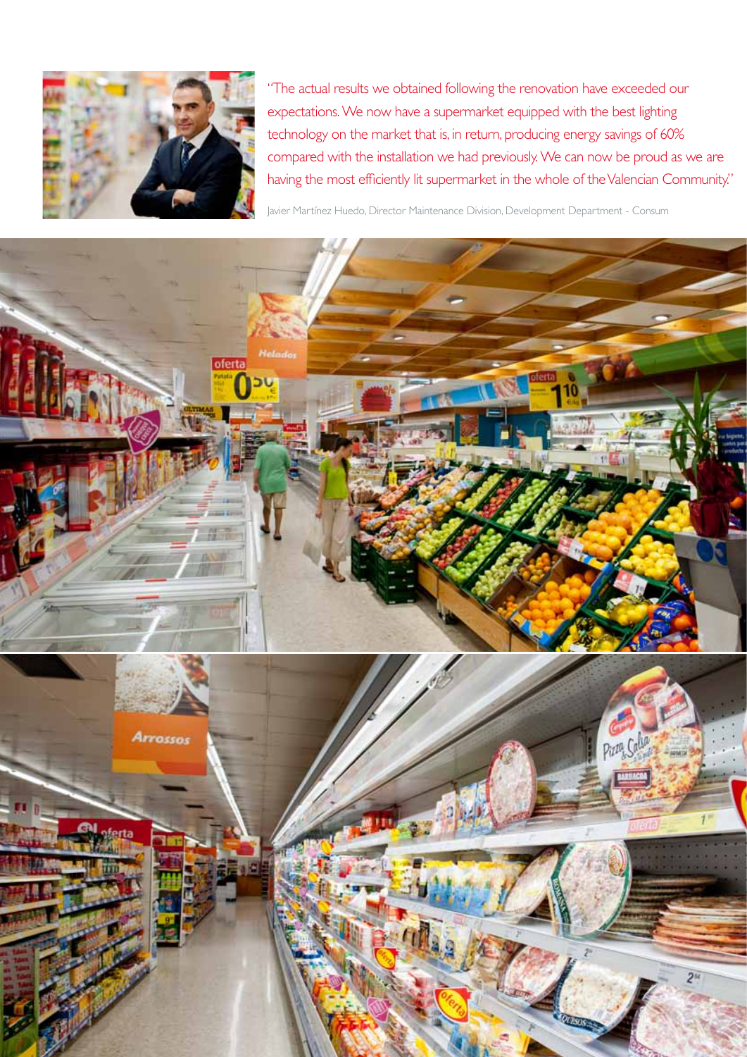"The actual results we obtained following the renovation have exceeded our expectations. We now have a supermarket equipped with the best lighting technology on the market that is, in return, producing energy savings of 60% compared with the installation we had previously. We can now be proud as we are having the most efficiently lit supermarket in the whole of the Valencian Community."

Javier Martínez Huedo, Director Maintenance Division, Development Department - Consum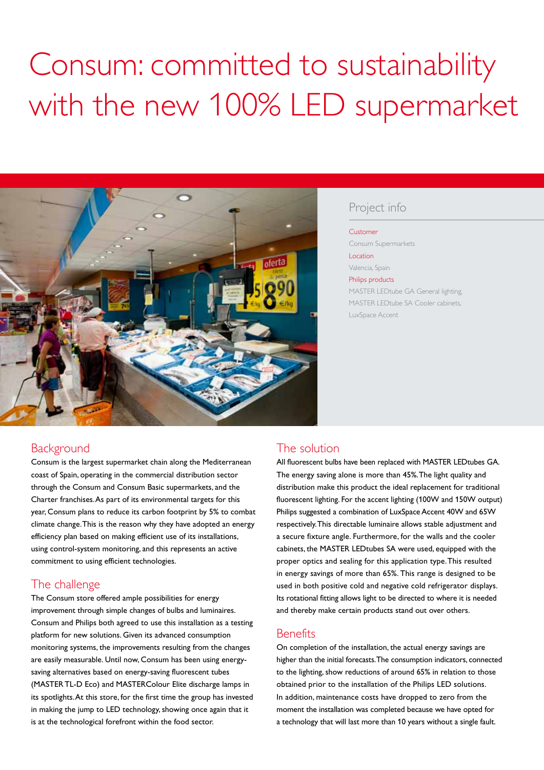# Consum: committed to sustainability with the new 100% LED supermarket

## Project info

**Customer**
Consum Supermarkets

**Location**
Valencia, Spain

**Philips products**
MASTER LEDtube GA General lighting,
MASTER LEDtube SA Cooler cabinets,
LuxSpace Accent

## Background

Consum is the largest supermarket chain along the Mediterranean coast of Spain, operating in the commercial distribution sector through the Consum and Consum Basic supermarkets, and the Charter franchises. As part of its environmental targets for this year, Consum plans to reduce its carbon footprint by 5% to combat climate change. This is the reason why they have adopted an energy efficiency plan based on making efficient use of its installations, using control-system monitoring, and this represents an active commitment to using efficient technologies.

## The challenge

The Consum store offered ample possibilities for energy improvement through simple changes of bulbs and luminaires. Consum and Philips both agreed to use this installation as a testing platform for new solutions. Given its advanced consumption monitoring systems, the improvements resulting from the changes are easily measurable. Until now, Consum has been using energy-saving alternatives based on energy-saving fluorescent tubes (MASTER TL-D Eco) and MASTERColour Elite discharge lamps in its spotlights. At this store, for the first time the group has invested in making the jump to LED technology, showing once again that it is at the technological forefront within the food sector.

## The solution

All fluorescent bulbs have been replaced with MASTER LEDtubes GA. The energy saving alone is more than 45%. The light quality and distribution make this product the ideal replacement for traditional fluorescent lighting. For the accent lighting (100W and 150W output) Philips suggested a combination of LuxSpace Accent 40W and 65W respectively. This directable luminaire allows stable adjustment and a secure fixture angle. Furthermore, for the walls and the cooler cabinets, the MASTER LEDtubes SA were used, equipped with the proper optics and sealing for this application type. This resulted in energy savings of more than 65%. This range is designed to be used in both positive cold and negative cold refrigerator displays. Its rotational fitting allows light to be directed to where it is needed and thereby make certain products stand out over others.

## Benefits

On completion of the installation, the actual energy savings are higher than the initial forecasts. The consumption indicators, connected to the lighting, show reductions of around 65% in relation to those obtained prior to the installation of the Philips LED solutions. In addition, maintenance costs have dropped to zero from the moment the installation was completed because we have opted for a technology that will last more than 10 years without a single fault.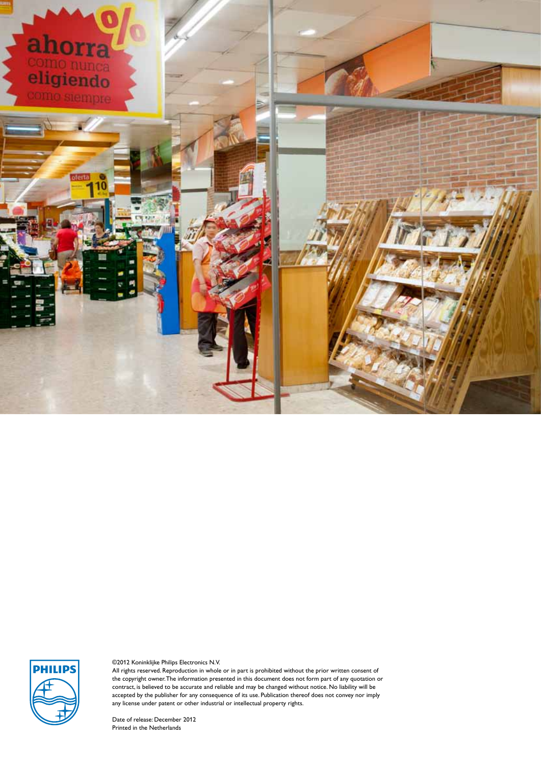©2012 Koninklijke Philips Electronics N.V.
All rights reserved. Reproduction in whole or in part is prohibited without the prior written consent of the copyright owner. The information presented in this document does not form part of any quotation or contract, is believed to be accurate and reliable and may be changed without notice. No liability will be accepted by the publisher for any consequence of its use. Publication thereof does not convey nor imply any license under patent or other industrial or intellectual property rights.

Date of release: December 2012
Printed in the Netherlands